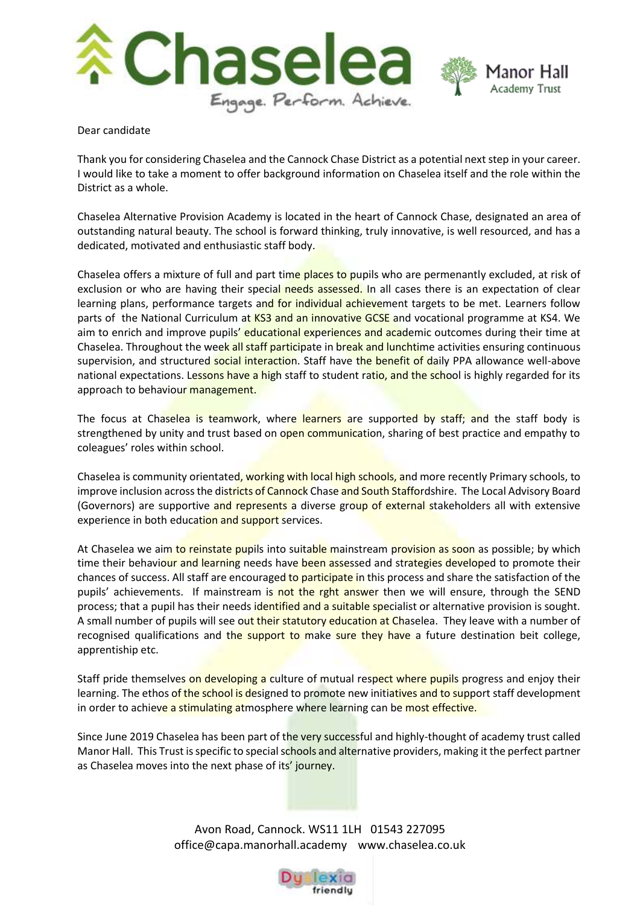Dear candidate

Thank you for considering Chaselea and the Cannock Chase District as a potential next step in your career. I would like to take a moment to offer background information on Chaselea itself and the role within the District as a whole.

Chaselea Alternative Provision Academy is located in the heart of Cannock Chase, designated an area of outstanding natural beauty. The school is forward thinking, truly innovative, is well resourced, and has a dedicated, motivated and enthusiastic staff body.

Chaselea offers a mixture of full and part time places to pupils who are permenantly excluded, at risk of exclusion or who are having their special needs assessed. In all cases there is an expectation of clear learning plans, performance targets and for individual achievement targets to be met. Learners follow parts of the National Curriculum at KS3 and an innovative GCSE and vocational programme at KS4. We aim to enrich and improve pupils' educational experiences and academic outcomes during their time at Chaselea. Throughout the week all staff participate in break and lunchtime activities ensuring continuous supervision, and structured social interaction. Staff have the benefit of daily PPA allowance well-above national expectations. Lessons have a high staff to student ratio, and the school is highly regarded for its approach to behaviour management.

The focus at Chaselea is teamwork, where learners are supported by staff; and the staff body is strengthened by unity and trust based on open communication, sharing of best practice and empathy to coleagues' roles within school.

Chaselea is community orientated, working with local high schools, and more recently Primary schools, to improve inclusion across the districts of Cannock Chase and South Staffordshire. The Local Advisory Board (Governors) are supportive and represents a diverse group of external stakeholders all with extensive experience in both education and support services.

At Chaselea we aim to reinstate pupils into suitable mainstream provision as soon as possible; by which time their behaviour and learning needs have been assessed and strategies developed to promote their chances of success. All staff are encouraged to participate in this process and share the satisfaction of the pupils' achievements. If mainstream is not the rght answer then we will ensure, through the SEND process; that a pupil has their needs identified and a suitable specialist or alternative provision is sought. A small number of pupils will see out their statutory education at Chaselea. They leave with a number of recognised qualifications and the support to make sure they have a future destination beit college, apprentiship etc.

Staff pride themselves on developing a culture of mutual respect where pupils progress and enjoy their learning. The ethos of the school is designed to promote new initiatives and to support staff development in order to achieve a stimulating atmosphere where learning can be most effective.

Since June 2019 Chaselea has been part of the very successful and highly-thought of academy trust called Manor Hall. This Trust is specific to special schools and alternative providers, making it the perfect partner as Chaselea moves into the next phase of its' journey.

Avon Road, Cannock. WS11 1LH 01543 227095
office@capa.manorhall.academy www.chaselea.co.uk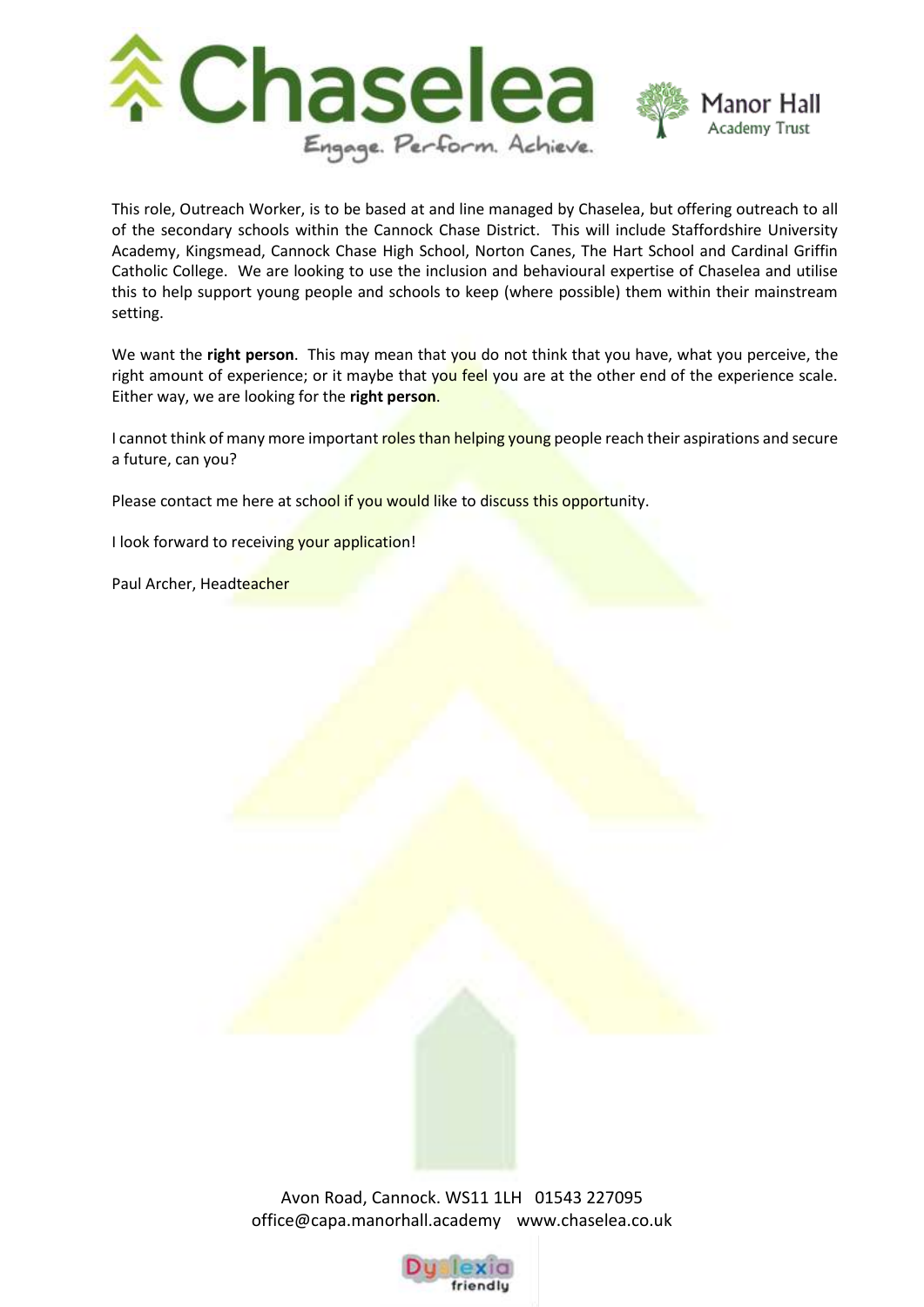This role, Outreach Worker, is to be based at and line managed by Chaselea, but offering outreach to all of the secondary schools within the Cannock Chase District. This will include Staffordshire University Academy, Kingsmead, Cannock Chase High School, Norton Canes, The Hart School and Cardinal Griffin Catholic College. We are looking to use the inclusion and behavioural expertise of Chaselea and utilise this to help support young people and schools to keep (where possible) them within their mainstream setting.

We want the **right person**. This may mean that you do not think that you have, what you perceive, the right amount of experience; or it maybe that you feel you are at the other end of the experience scale. Either way, we are looking for the **right person**.

I cannot think of many more important roles than helping young people reach their aspirations and secure a future, can you?

Please contact me here at school if you would like to discuss this opportunity.

I look forward to receiving your application!

Paul Archer, Headteacher

Avon Road, Cannock. WS11 1LH 01543 227095
office@capa.manorhall.academy www.chaselea.co.uk